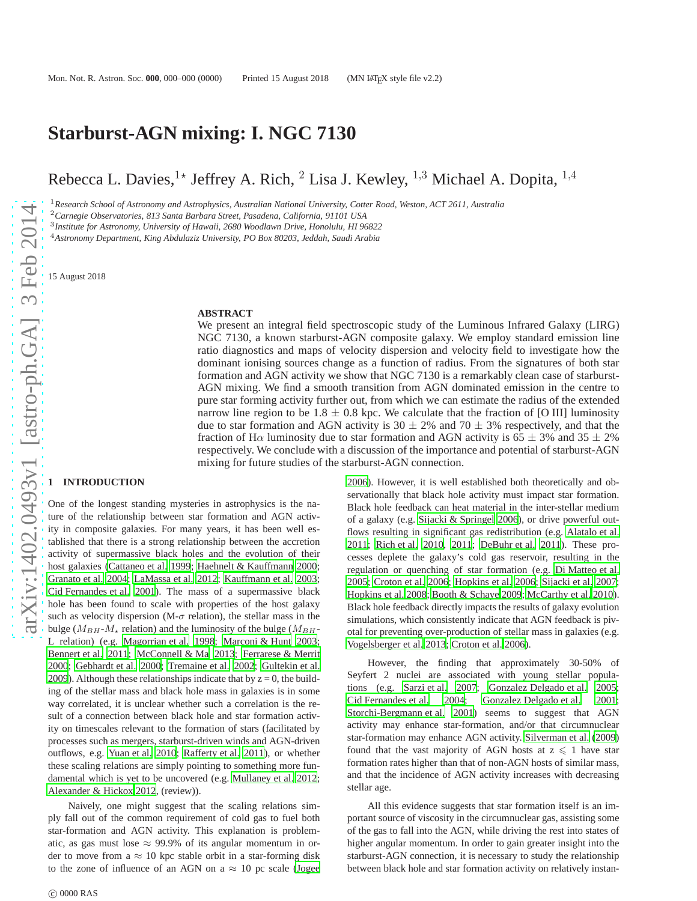# Starburst-AGN mixing: I. NGC 7130

Rebecca L. Davies,[1⋆] Jeffrey A. Rich,[2] Lisa J. Kewley,[1,3] Michael A. Dopita,[1,4]

[1] *Research School of Astronomy and Astrophysics, Australian National University, Cotter Road, Weston, ACT 2611, Australia*
[2] *Carnegie Observatories, 813 Santa Barbara Street, Pasadena, California, 91101 USA*
[3] *Institute for Astronomy, University of Hawaii, 2680 Woodlawn Drive, Honolulu, HI 96822*
[4] *Astronomy Department, King Abdulaziz University, PO Box 80203, Jeddah, Saudi Arabia*

15 August 2018

## ABSTRACT

We present an integral field spectroscopic study of the Luminous Infrared Galaxy (LIRG) NGC 7130, a known starburst-AGN composite galaxy. We employ standard emission line ratio diagnostics and maps of velocity dispersion and velocity field to investigate how the dominant ionising sources change as a function of radius. From the signatures of both star formation and AGN activity we show that NGC 7130 is a remarkably clean case of starburst-AGN mixing. We find a smooth transition from AGN dominated emission in the centre to pure star forming activity further out, from which we can estimate the radius of the extended narrow line region to be 1.8 ± 0.8 kpc. We calculate that the fraction of [O III] luminosity due to star formation and AGN activity is 30 ± 2% and 70 ± 3% respectively, and that the fraction of Hα luminosity due to star formation and AGN activity is 65 ± 3% and 35 ± 2% respectively. We conclude with a discussion of the importance and potential of starburst-AGN mixing for future studies of the starburst-AGN connection.

## 1 INTRODUCTION

One of the longest standing mysteries in astrophysics is the nature of the relationship between star formation and AGN activity in composite galaxies. For many years, it has been well established that there is a strong relationship between the accretion activity of supermassive black holes and the evolution of their host galaxies (Cattaneo et al. 1999; Haehnelt & Kauffmann 2000; Granato et al. 2004; LaMassa et al. 2012; Kauffmann et al. 2003; Cid Fernandes et al. 2001). The mass of a supermassive black hole has been found to scale with properties of the host galaxy such as velocity dispersion (M-σ relation), the stellar mass in the bulge ($M_{BH}$-$M_\star$ relation) and the luminosity of the bulge ($M_{BH}$-L relation) (e.g. Magorrian et al. 1998; Marconi & Hunt 2003; Bennert et al. 2011; McConnell & Ma 2013; Ferrarese & Merritt 2000; Gebhardt et al. 2000; Tremaine et al. 2002; Gultekin et al. 2009). Although these relationships indicate that by z = 0, the building of the stellar mass and black hole mass in galaxies is in some way correlated, it is unclear whether such a correlation is the result of a connection between black hole and star formation activity on timescales relevant to the formation of stars (facilitated by processes such as mergers, starburst-driven winds and AGN-driven outflows, e.g. Yuan et al. 2010; Rafferty et al. 2011), or whether these scaling relations are simply pointing to something more fundamental which is yet to be uncovered (e.g. Mullaney et al. 2012; Alexander & Hickox 2012, (review)).

Naively, one might suggest that the scaling relations simply fall out of the common requirement of cold gas to fuel both star-formation and AGN activity. This explanation is problematic, as gas must lose ≈ 99.9% of its angular momentum in order to move from a ≈ 10 kpc stable orbit in a star-forming disk to the zone of influence of an AGN on a ≈ 10 pc scale (Jogee 2006). However, it is well established both theoretically and observationally that black hole activity must impact star formation. Black hole feedback can heat material in the inter-stellar medium of a galaxy (e.g. Sijacki & Springel 2006), or drive powerful outflows resulting in significant gas redistribution (e.g. Alatalo et al. 2011; Rich et al. 2010, 2011; DeBuhr et al. 2011). These processes deplete the galaxy's cold gas reservoir, resulting in the regulation or quenching of star formation (e.g. Di Matteo et al. 2005; Croton et al. 2006; Hopkins et al. 2006; Sijacki et al. 2007; Hopkins et al. 2008; Booth & Schaye 2009; McCarthy et al. 2010). Black hole feedback directly impacts the results of galaxy evolution simulations, which consistently indicate that AGN feedback is pivotal for preventing over-production of stellar mass in galaxies (e.g. Vogelsberger et al. 2013; Croton et al. 2006).

However, the finding that approximately 30-50% of Seyfert 2 nuclei are associated with young stellar populations (e.g. Sarzi et al. 2007; Gonzalez Delgado et al. 2005; Cid Fernandes et al. 2004; Gonzalez Delgado et al. 2001; Storchi-Bergmann et al. 2001) seems to suggest that AGN activity may enhance star-formation, and/or that circumnuclear star-formation may enhance AGN activity. Silverman et al. (2009) found that the vast majority of AGN hosts at z ⩽ 1 have star formation rates higher than that of non-AGN hosts of similar mass, and that the incidence of AGN activity increases with decreasing stellar age.

All this evidence suggests that star formation itself is an important source of viscosity in the circumnuclear gas, assisting some of the gas to fall into the AGN, while driving the rest into states of higher angular momentum. In order to gain greater insight into the starburst-AGN connection, it is necessary to study the relationship between black hole and star formation activity on relatively instan-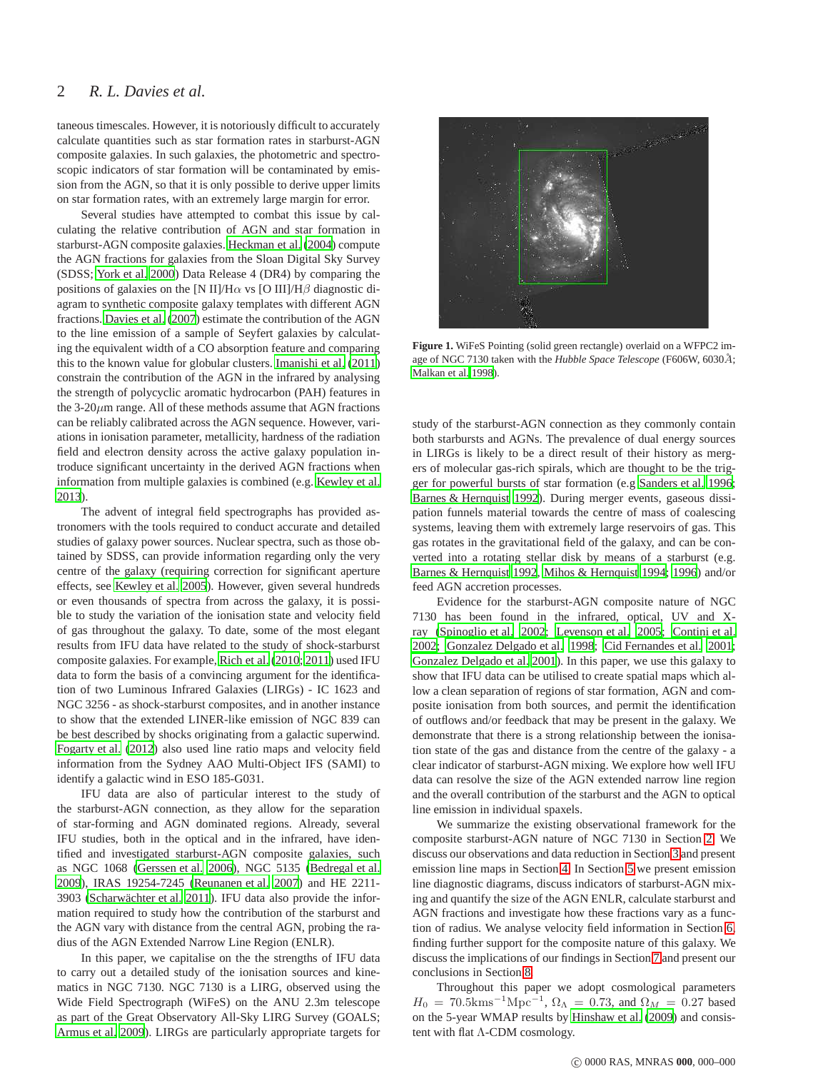taneous timescales. However, it is notoriously difficult to accurately calculate quantities such as star formation rates in starburst-AGN composite galaxies. In such galaxies, the photometric and spectroscopic indicators of star formation will be contaminated by emission from the AGN, so that it is only possible to derive upper limits on star formation rates, with an extremely large margin for error.

Several studies have attempted to combat this issue by calculating the relative contribution of AGN and star formation in starburst-AGN composite galaxies. Heckman et al. (2004) compute the AGN fractions for galaxies from the Sloan Digital Sky Survey (SDSS; York et al. 2000) Data Release 4 (DR4) by comparing the positions of galaxies on the [N II]/H$\alpha$ vs [O III]/H$\beta$ diagnostic diagram to synthetic composite galaxy templates with different AGN fractions. Davies et al. (2007) estimate the contribution of the AGN to the line emission of a sample of Seyfert galaxies by calculating the equivalent width of a CO absorption feature and comparing this to the known value for globular clusters. Imanishi et al. (2011) constrain the contribution of the AGN in the infrared by analysing the strength of polycyclic aromatic hydrocarbon (PAH) features in the 3-20$\mu$m range. All of these methods assume that AGN fractions can be reliably calibrated across the AGN sequence. However, variations in ionisation parameter, metallicity, hardness of the radiation field and electron density across the active galaxy population introduce significant uncertainty in the derived AGN fractions when information from multiple galaxies is combined (e.g. Kewley et al. 2013).

The advent of integral field spectrographs has provided astronomers with the tools required to conduct accurate and detailed studies of galaxy power sources. Nuclear spectra, such as those obtained by SDSS, can provide information regarding only the very centre of the galaxy (requiring correction for significant aperture effects, see Kewley et al. 2005). However, given several hundreds or even thousands of spectra from across the galaxy, it is possible to study the variation of the ionisation state and velocity field of gas throughout the galaxy. To date, some of the most elegant results from IFU data have related to the study of shock-starburst composite galaxies. For example, Rich et al. (2010; 2011) used IFU data to form the basis of a convincing argument for the identification of two Luminous Infrared Galaxies (LIRGs) - IC 1623 and NGC 3256 - as shock-starburst composites, and in another instance to show that the extended LINER-like emission of NGC 839 can be best described by shocks originating from a galactic superwind. Fogarty et al. (2012) also used line ratio maps and velocity field information from the Sydney AAO Multi-Object IFS (SAMI) to identify a galactic wind in ESO 185-G031.

IFU data are also of particular interest to the study of the starburst-AGN connection, as they allow for the separation of star-forming and AGN dominated regions. Already, several IFU studies, both in the optical and in the infrared, have identified and investigated starburst-AGN composite galaxies, such as NGC 1068 (Gerssen et al. 2006), NGC 5135 (Bedregal et al. 2009), IRAS 19254-7245 (Reunanen et al. 2007) and HE 2211-3903 (Scharwächter et al. 2011). IFU data also provide the information required to study how the contribution of the starburst and the AGN vary with distance from the central AGN, probing the radius of the AGN Extended Narrow Line Region (ENLR).

In this paper, we capitalise on the strengths of IFU data to carry out a detailed study of the ionisation sources and kinematics in NGC 7130. NGC 7130 is a LIRG, observed using the Wide Field Spectrograph (WiFeS) on the ANU 2.3m telescope as part of the Great Observatory All-Sky LIRG Survey (GOALS; Armus et al. 2009). LIRGs are particularly appropriate targets for study of the starburst-AGN connection as they commonly contain both starbursts and AGNs. The prevalence of dual energy sources in LIRGs is likely to be a direct result of their history as mergers of molecular gas-rich spirals, which are thought to be the trigger for powerful bursts of star formation (e.g Sanders et al. 1996; Barnes & Hernquist 1992). During merger events, gaseous dissipation funnels material towards the centre of mass of coalescing systems, leaving them with extremely large reservoirs of gas. This gas rotates in the gravitational field of the galaxy, and can be converted into a rotating stellar disk by means of a starburst (e.g. Barnes & Hernquist 1992, Mihos & Hernquist 1994; 1996) and/or feed AGN accretion processes.

**Figure 1.** WiFeS Pointing (solid green rectangle) overlaid on a WFPC2 image of NGC 7130 taken with the *Hubble Space Telescope* (F606W, 6030Å; Malkan et al. 1998).

Evidence for the starburst-AGN composite nature of NGC 7130 has been found in the infrared, optical, UV and X-ray (Spinoglio et al. 2002; Levenson et al. 2005; Contini et al. 2002; Gonzalez Delgado et al. 1998; Cid Fernandes et al. 2001; Gonzalez Delgado et al. 2001). In this paper, we use this galaxy to show that IFU data can be utilised to create spatial maps which allow a clean separation of regions of star formation, AGN and composite ionisation from both sources, and permit the identification of outflows and/or feedback that may be present in the galaxy. We demonstrate that there is a strong relationship between the ionisation state of the gas and distance from the centre of the galaxy - a clear indicator of starburst-AGN mixing. We explore how well IFU data can resolve the size of the AGN extended narrow line region and the overall contribution of the starburst and the AGN to optical line emission in individual spaxels.

We summarize the existing observational framework for the composite starburst-AGN nature of NGC 7130 in Section 2. We discuss our observations and data reduction in Section 3 and present emission line maps in Section 4. In Section 5 we present emission line diagnostic diagrams, discuss indicators of starburst-AGN mixing and quantify the size of the AGN ENLR, calculate starburst and AGN fractions and investigate how these fractions vary as a function of radius. We analyse velocity field information in Section 6, finding further support for the composite nature of this galaxy. We discuss the implications of our findings in Section 7 and present our conclusions in Section 8.

Throughout this paper we adopt cosmological parameters $H_0 = 70.5 \mathrm{kms}^{-1}\mathrm{Mpc}^{-1}$, $\Omega_\Lambda = 0.73$, and $\Omega_M = 0.27$ based on the 5-year WMAP results by Hinshaw et al. (2009) and consistent with flat $\Lambda$-CDM cosmology.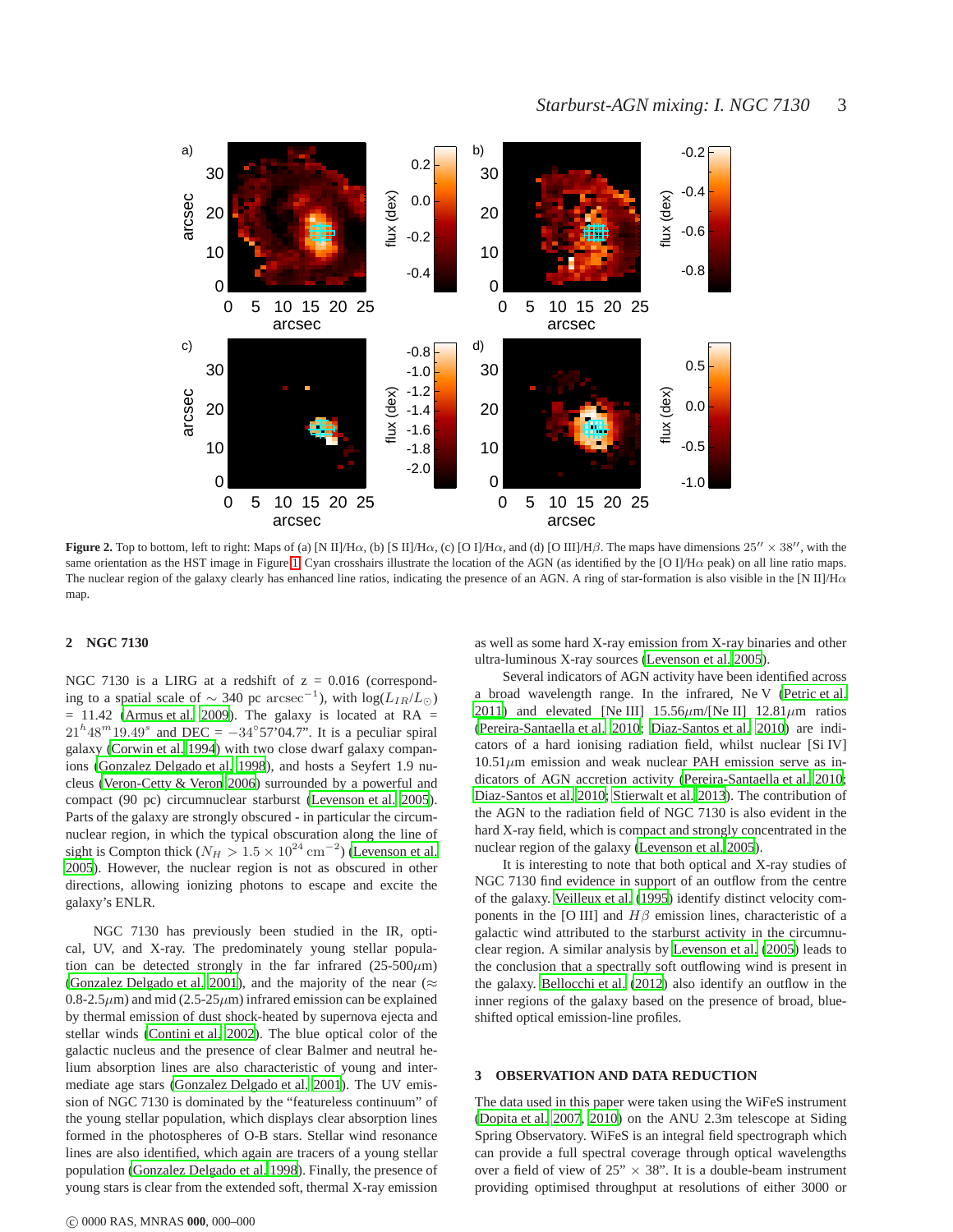**Figure 2.** Top to bottom, left to right: Maps of (a) [N II]/H$\alpha$, (b) [S II]/H$\alpha$, (c) [O I]/H$\alpha$, and (d) [O III]/H$\beta$. The maps have dimensions $25'' \times 38''$, with the same orientation as the HST image in Figure 1. Cyan crosshairs illustrate the location of the AGN (as identified by the [O I]/H$\alpha$ peak) on all line ratio maps. The nuclear region of the galaxy clearly has enhanced line ratios, indicating the presence of an AGN. A ring of star-formation is also visible in the [N II]/H$\alpha$ map.

## 2 NGC 7130

NGC 7130 is a LIRG at a redshift of z = 0.016 (corresponding to a spatial scale of $\sim$ 340 pc $\mathrm{arcsec}^{-1}$), with $\log(L_{IR}/L_{\odot})$ = 11.42 (Armus et al. 2009). The galaxy is located at RA = $21^{h}48^{m}19.49^{s}$ and DEC = $-34°57'04.7''$. It is a peculiar spiral galaxy (Corwin et al. 1994) with two close dwarf galaxy companions (Gonzalez Delgado et al. 1998), and hosts a Seyfert 1.9 nucleus (Veron-Cetty & Veron 2006) surrounded by a powerful and compact (90 pc) circumnuclear starburst (Levenson et al. 2005). Parts of the galaxy are strongly obscured - in particular the circumnuclear region, in which the typical obscuration along the line of sight is Compton thick ($N_H > 1.5 \times 10^{24}\ \mathrm{cm}^{-2}$) (Levenson et al. 2005). However, the nuclear region is not as obscured in other directions, allowing ionizing photons to escape and excite the galaxy's ENLR.

NGC 7130 has previously been studied in the IR, optical, UV, and X-ray. The predominately young stellar population can be detected strongly in the far infrared (25-500$\mu$m) (Gonzalez Delgado et al. 2001), and the majority of the near ($\approx$ 0.8-2.5$\mu$m) and mid (2.5-25$\mu$m) infrared emission can be explained by thermal emission of dust shock-heated by supernova ejecta and stellar winds (Contini et al. 2002). The blue optical color of the galactic nucleus and the presence of clear Balmer and neutral helium absorption lines are also characteristic of young and intermediate age stars (Gonzalez Delgado et al. 2001). The UV emission of NGC 7130 is dominated by the "featureless continuum" of the young stellar population, which displays clear absorption lines formed in the photospheres of O-B stars. Stellar wind resonance lines are also identified, which again are tracers of a young stellar population (Gonzalez Delgado et al. 1998). Finally, the presence of young stars is clear from the extended soft, thermal X-ray emission as well as some hard X-ray emission from X-ray binaries and other ultra-luminous X-ray sources (Levenson et al. 2005).

Several indicators of AGN activity have been identified across a broad wavelength range. In the infrared, Ne V (Petric et al. 2011) and elevated [Ne III] 15.56$\mu$m/[Ne II] 12.81$\mu$m ratios (Pereira-Santaella et al. 2010; Diaz-Santos et al. 2010) are indicators of a hard ionising radiation field, whilst nuclear [Si IV] 10.51$\mu$m emission and weak nuclear PAH emission serve as indicators of AGN accretion activity (Pereira-Santaella et al. 2010; Diaz-Santos et al. 2010; Stierwalt et al. 2013). The contribution of the AGN to the radiation field of NGC 7130 is also evident in the hard X-ray field, which is compact and strongly concentrated in the nuclear region of the galaxy (Levenson et al. 2005).

It is interesting to note that both optical and X-ray studies of NGC 7130 find evidence in support of an outflow from the centre of the galaxy. Veilleux et al. (1995) identify distinct velocity components in the [O III] and $H\beta$ emission lines, characteristic of a galactic wind attributed to the starburst activity in the circumnuclear region. A similar analysis by Levenson et al. (2005) leads to the conclusion that a spectrally soft outflowing wind is present in the galaxy. Bellocchi et al. (2012) also identify an outflow in the inner regions of the galaxy based on the presence of broad, blue-shifted optical emission-line profiles.

## 3 OBSERVATION AND DATA REDUCTION

The data used in this paper were taken using the WiFeS instrument (Dopita et al. 2007, 2010) on the ANU 2.3m telescope at Siding Spring Observatory. WiFeS is an integral field spectrograph which can provide a full spectral coverage through optical wavelengths over a field of view of 25" $\times$ 38". It is a double-beam instrument providing optimised throughput at resolutions of either 3000 or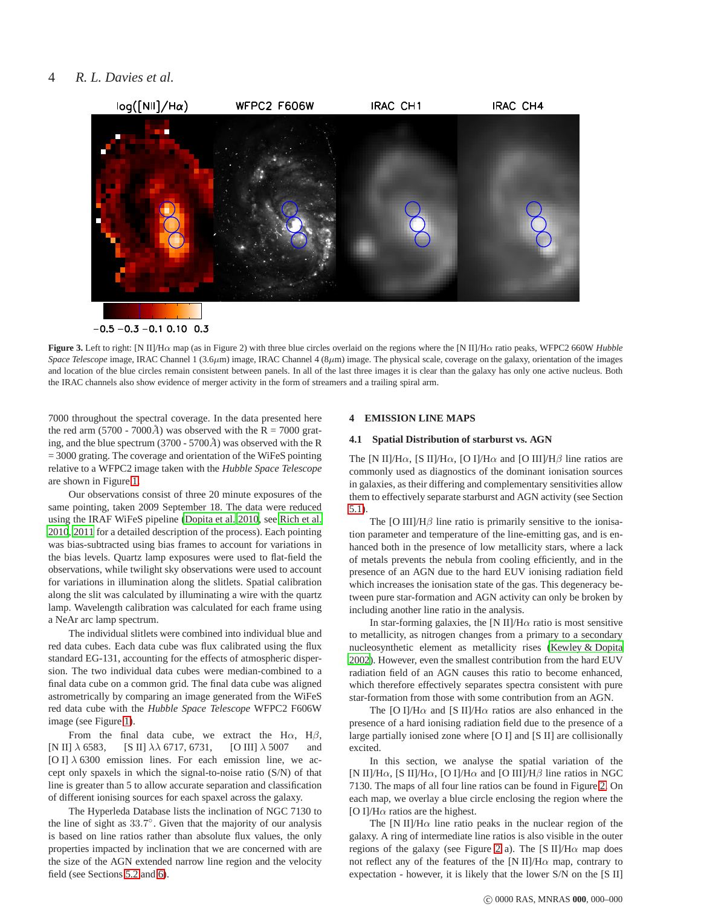**Figure 3.** Left to right: [N II]/H$\alpha$ map (as in Figure 2) with three blue circles overlaid on the regions where the [N II]/H$\alpha$ ratio peaks, WFPC2 660W *Hubble Space Telescope* image, IRAC Channel 1 (3.6$\mu$m) image, IRAC Channel 4 (8$\mu$m) image. The physical scale, coverage on the galaxy, orientation of the images and location of the blue circles remain consistent between panels. In all of the last three images it is clear than the galaxy has only one active nucleus. Both the IRAC channels also show evidence of merger activity in the form of streamers and a trailing spiral arm.

7000 throughout the spectral coverage. In the data presented here the red arm (5700 - 7000Å) was observed with the R = 7000 grating, and the blue spectrum (3700 - 5700Å) was observed with the R = 3000 grating. The coverage and orientation of the WiFeS pointing relative to a WFPC2 image taken with the *Hubble Space Telescope* are shown in Figure 1.

Our observations consist of three 20 minute exposures of the same pointing, taken 2009 September 18. The data were reduced using the IRAF WiFeS pipeline (Dopita et al. 2010, see Rich et al. 2010, 2011 for a detailed description of the process). Each pointing was bias-subtracted using bias frames to account for variations in the bias levels. Quartz lamp exposures were used to flat-field the observations, while twilight sky observations were used to account for variations in illumination along the slitlets. Spatial calibration along the slit was calculated by illuminating a wire with the quartz lamp. Wavelength calibration was calculated for each frame using a NeAr arc lamp spectrum.

The individual slitlets were combined into individual blue and red data cubes. Each data cube was flux calibrated using the flux standard EG-131, accounting for the effects of atmospheric dispersion. The two individual data cubes were median-combined to a final data cube on a common grid. The final data cube was aligned astrometrically by comparing an image generated from the WiFeS red data cube with the *Hubble Space Telescope* WFPC2 F606W image (see Figure 1).

From the final data cube, we extract the H$\alpha$, H$\beta$, [N II] $\lambda$ 6583, [S II] $\lambda\lambda$ 6717, 6731, [O III] $\lambda$ 5007 and [O I] $\lambda$ 6300 emission lines. For each emission line, we accept only spaxels in which the signal-to-noise ratio (S/N) of that line is greater than 5 to allow accurate separation and classification of different ionising sources for each spaxel across the galaxy.

The Hyperleda Database lists the inclination of NGC 7130 to the line of sight as $33.7^{\circ}$. Given that the majority of our analysis is based on line ratios rather than absolute flux values, the only properties impacted by inclination that we are concerned with are the size of the AGN extended narrow line region and the velocity field (see Sections 5.2 and 6).

## 4 EMISSION LINE MAPS

### 4.1 Spatial Distribution of starburst vs. AGN

The [N II]/H$\alpha$, [S II]/H$\alpha$, [O I]/H$\alpha$ and [O III]/H$\beta$ line ratios are commonly used as diagnostics of the dominant ionisation sources in galaxies, as their differing and complementary sensitivities allow them to effectively separate starburst and AGN activity (see Section 5.1).

The [O III]/H$\beta$ line ratio is primarily sensitive to the ionisation parameter and temperature of the line-emitting gas, and is enhanced both in the presence of low metallicity stars, where a lack of metals prevents the nebula from cooling efficiently, and in the presence of an AGN due to the hard EUV ionising radiation field which increases the ionisation state of the gas. This degeneracy between pure star-formation and AGN activity can only be broken by including another line ratio in the analysis.

In star-forming galaxies, the [N II]/H$\alpha$ ratio is most sensitive to metallicity, as nitrogen changes from a primary to a secondary nucleosynthetic element as metallicity rises (Kewley & Dopita 2002). However, even the smallest contribution from the hard EUV radiation field of an AGN causes this ratio to become enhanced, which therefore effectively separates spectra consistent with pure star-formation from those with some contribution from an AGN.

The [O I]/H$\alpha$ and [S II]/H$\alpha$ ratios are also enhanced in the presence of a hard ionising radiation field due to the presence of a large partially ionised zone where [O I] and [S II] are collisionally excited.

In this section, we analyse the spatial variation of the [N II]/H$\alpha$, [S II]/H$\alpha$, [O I]/H$\alpha$ and [O III]/H$\beta$ line ratios in NGC 7130. The maps of all four line ratios can be found in Figure 2. On each map, we overlay a blue circle enclosing the region where the [O I]/H$\alpha$ ratios are the highest.

The [N II]/H$\alpha$ line ratio peaks in the nuclear region of the galaxy. A ring of intermediate line ratios is also visible in the outer regions of the galaxy (see Figure 2 a). The [S II]/H$\alpha$ map does not reflect any of the features of the [N II]/H$\alpha$ map, contrary to expectation - however, it is likely that the lower S/N on the [S II]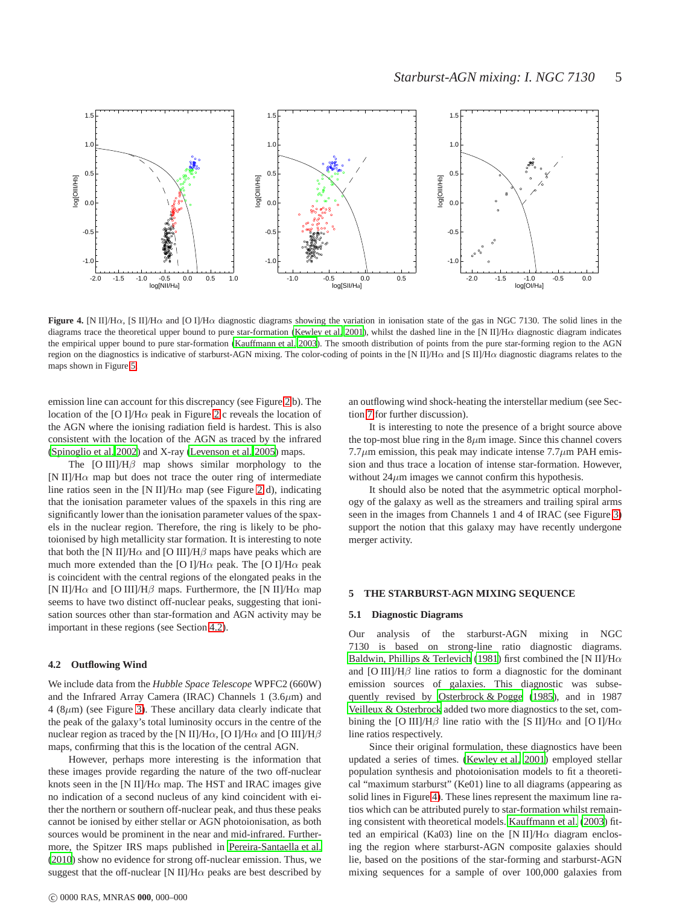**Figure 4.** [N II]/H$\alpha$, [S II]/H$\alpha$ and [O I]/H$\alpha$ diagnostic diagrams showing the variation in ionisation state of the gas in NGC 7130. The solid lines in the diagrams trace the theoretical upper bound to pure star-formation (Kewley et al. 2001), whilst the dashed line in the [N II]/H$\alpha$ diagnostic diagram indicates the empirical upper bound to pure star-formation (Kauffmann et al. 2003). The smooth distribution of points from the pure star-forming region to the AGN region on the diagnostics is indicative of starburst-AGN mixing. The color-coding of points in the [N II]/H$\alpha$ and [S II]/H$\alpha$ diagnostic diagrams relates to the maps shown in Figure 5.

emission line can account for this discrepancy (see Figure 2 b). The location of the [O I]/H$\alpha$ peak in Figure 2 c reveals the location of the AGN where the ionising radiation field is hardest. This is also consistent with the location of the AGN as traced by the infrared (Spinoglio et al. 2002) and X-ray (Levenson et al. 2005) maps.

The [O III]/H$\beta$ map shows similar morphology to the [N II]/H$\alpha$ map but does not trace the outer ring of intermediate line ratios seen in the [N II]/H$\alpha$ map (see Figure 2 d), indicating that the ionisation parameter values of the spaxels in this ring are significantly lower than the ionisation parameter values of the spaxels in the nuclear region. Therefore, the ring is likely to be photoionised by high metallicity star formation. It is interesting to note that both the [N II]/H$\alpha$ and [O III]/H$\beta$ maps have peaks which are much more extended than the [O I]/H$\alpha$ peak. The [O I]/H$\alpha$ peak is coincident with the central regions of the elongated peaks in the [N II]/H$\alpha$ and [O III]/H$\beta$ maps. Furthermore, the [N II]/H$\alpha$ map seems to have two distinct off-nuclear peaks, suggesting that ionisation sources other than star-formation and AGN activity may be important in these regions (see Section 4.2).

### 4.2 Outflowing Wind

We include data from the *Hubble Space Telescope* WPFC2 (660W) and the Infrared Array Camera (IRAC) Channels 1 (3.6$\mu$m) and 4 (8$\mu$m) (see Figure 3). These ancillary data clearly indicate that the peak of the galaxy's total luminosity occurs in the centre of the nuclear region as traced by the [N II]/H$\alpha$, [O I]/H$\alpha$ and [O III]/H$\beta$ maps, confirming that this is the location of the central AGN.

However, perhaps more interesting is the information that these images provide regarding the nature of the two off-nuclear knots seen in the [N II]/H$\alpha$ map. The HST and IRAC images give no indication of a second nucleus of any kind coincident with either the northern or southern off-nuclear peak, and thus these peaks cannot be ionised by either stellar or AGN photoionisation, as both sources would be prominent in the near and mid-infrared. Furthermore, the Spitzer IRS maps published in Pereira-Santaella et al. (2010) show no evidence for strong off-nuclear emission. Thus, we suggest that the off-nuclear [N II]/H$\alpha$ peaks are best described by an outflowing wind shock-heating the interstellar medium (see Section 7 for further discussion).

It is interesting to note the presence of a bright source above the top-most blue ring in the 8$\mu$m image. Since this channel covers 7.7$\mu$m emission, this peak may indicate intense 7.7$\mu$m PAH emission and thus trace a location of intense star-formation. However, without 24$\mu$m images we cannot confirm this hypothesis.

It should also be noted that the asymmetric optical morphology of the galaxy as well as the streamers and trailing spiral arms seen in the images from Channels 1 and 4 of IRAC (see Figure 3) support the notion that this galaxy may have recently undergone merger activity.

## 5 THE STARBURST-AGN MIXING SEQUENCE

### 5.1 Diagnostic Diagrams

Our analysis of the starburst-AGN mixing in NGC 7130 is based on strong-line ratio diagnostic diagrams. Baldwin, Phillips & Terlevich (1981) first combined the [N II]/H$\alpha$ and [O III]/H$\beta$ line ratios to form a diagnostic for the dominant emission sources of galaxies. This diagnostic was subsequently revised by Osterbrock & Pogge (1985), and in 1987 Veilleux & Osterbrock added two more diagnostics to the set, combining the [O III]/H$\beta$ line ratio with the [S II]/H$\alpha$ and [O I]/H$\alpha$ line ratios respectively.

Since their original formulation, these diagnostics have been updated a series of times. (Kewley et al. 2001) employed stellar population synthesis and photoionisation models to fit a theoretical "maximum starburst" (Ke01) line to all diagrams (appearing as solid lines in Figure 4). These lines represent the maximum line ratios which can be attributed purely to star-formation whilst remaining consistent with theoretical models. Kauffmann et al. (2003) fitted an empirical (Ka03) line on the [N II]/H$\alpha$ diagram enclosing the region where starburst-AGN composite galaxies should lie, based on the positions of the star-forming and starburst-AGN mixing sequences for a sample of over 100,000 galaxies from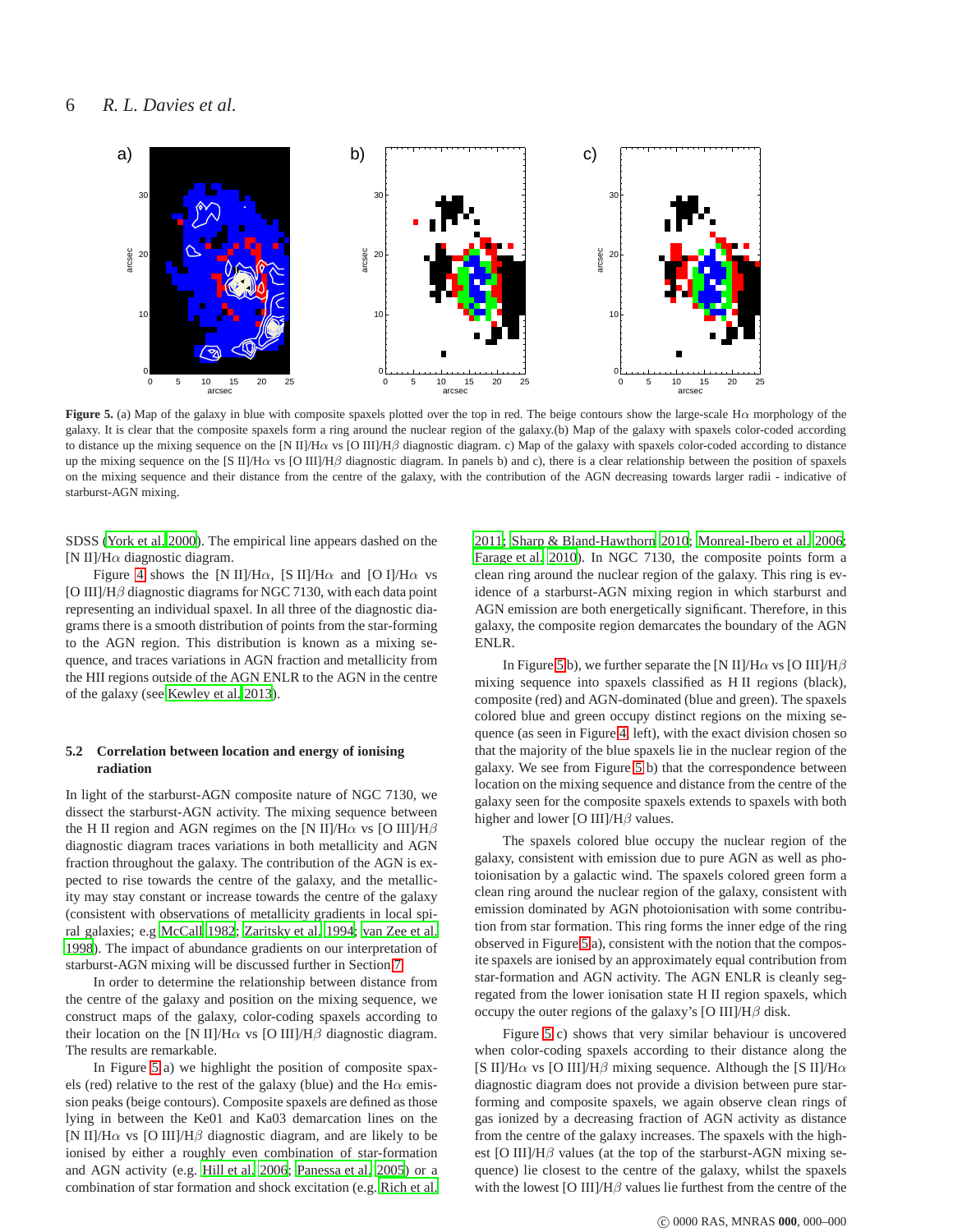**Figure 5.** (a) Map of the galaxy in blue with composite spaxels plotted over the top in red. The beige contours show the large-scale Hα morphology of the galaxy. It is clear that the composite spaxels form a ring around the nuclear region of the galaxy.(b) Map of the galaxy with spaxels color-coded according to distance up the mixing sequence on the [N II]/Hα vs [O III]/Hβ diagnostic diagram. c) Map of the galaxy with spaxels color-coded according to distance up the mixing sequence on the [S II]/Hα vs [O III]/Hβ diagnostic diagram. In panels b) and c), there is a clear relationship between the position of spaxels on the mixing sequence and their distance from the centre of the galaxy, with the contribution of the AGN decreasing towards larger radii - indicative of starburst-AGN mixing.

SDSS (York et al. 2000). The empirical line appears dashed on the [N II]/Hα diagnostic diagram.

Figure 4 shows the [N II]/Hα, [S II]/Hα and [O I]/Hα vs [O III]/Hβ diagnostic diagrams for NGC 7130, with each data point representing an individual spaxel. In all three of the diagnostic diagrams there is a smooth distribution of points from the star-forming to the AGN region. This distribution is known as a mixing sequence, and traces variations in AGN fraction and metallicity from the HII regions outside of the AGN ENLR to the AGN in the centre of the galaxy (see Kewley et al. 2013).

### 5.2 Correlation between location and energy of ionising radiation

In light of the starburst-AGN composite nature of NGC 7130, we dissect the starburst-AGN activity. The mixing sequence between the H II region and AGN regimes on the [N II]/Hα vs [O III]/Hβ diagnostic diagram traces variations in both metallicity and AGN fraction throughout the galaxy. The contribution of the AGN is expected to rise towards the centre of the galaxy, and the metallicity may stay constant or increase towards the centre of the galaxy (consistent with observations of metallicity gradients in local spiral galaxies; e.g McCall 1982; Zaritsky et al. 1994; van Zee et al. 1998). The impact of abundance gradients on our interpretation of starburst-AGN mixing will be discussed further in Section 7.

In order to determine the relationship between distance from the centre of the galaxy and position on the mixing sequence, we construct maps of the galaxy, color-coding spaxels according to their location on the [N II]/Hα vs [O III]/Hβ diagnostic diagram. The results are remarkable.

In Figure 5 a) we highlight the position of composite spaxels (red) relative to the rest of the galaxy (blue) and the Hα emission peaks (beige contours). Composite spaxels are defined as those lying in between the Ke01 and Ka03 demarcation lines on the [N II]/Hα vs [O III]/Hβ diagnostic diagram, and are likely to be ionised by either a roughly even combination of star-formation and AGN activity (e.g. Hill et al. 2006; Panessa et al. 2005) or a combination of star formation and shock excitation (e.g. Rich et al. 2011; Sharp & Bland-Hawthorn 2010; Monreal-Ibero et al. 2006; Farage et al. 2010). In NGC 7130, the composite points form a clean ring around the nuclear region of the galaxy. This ring is evidence of a starburst-AGN mixing region in which starburst and AGN emission are both energetically significant. Therefore, in this galaxy, the composite region demarcates the boundary of the AGN ENLR.

In Figure 5b), we further separate the [N II]/Hα vs [O III]/Hβ mixing sequence into spaxels classified as H II regions (black), composite (red) and AGN-dominated (blue and green). The spaxels colored blue and green occupy distinct regions on the mixing sequence (as seen in Figure 4 left), with the exact division chosen so that the majority of the blue spaxels lie in the nuclear region of the galaxy. We see from Figure 5 b) that the correspondence between location on the mixing sequence and distance from the centre of the galaxy seen for the composite spaxels extends to spaxels with both higher and lower [O III]/Hβ values.

The spaxels colored blue occupy the nuclear region of the galaxy, consistent with emission due to pure AGN as well as photoionisation by a galactic wind. The spaxels colored green form a clean ring around the nuclear region of the galaxy, consistent with emission dominated by AGN photoionisation with some contribution from star formation. This ring forms the inner edge of the ring observed in Figure 5a), consistent with the notion that the composite spaxels are ionised by an approximately equal contribution from star-formation and AGN activity. The AGN ENLR is cleanly segregated from the lower ionisation state H II region spaxels, which occupy the outer regions of the galaxy's [O III]/Hβ disk.

Figure 5 c) shows that very similar behaviour is uncovered when color-coding spaxels according to their distance along the [S II]/Hα vs [O III]/Hβ mixing sequence. Although the [S II]/Hα diagnostic diagram does not provide a division between pure star-forming and composite spaxels, we again observe clean rings of gas ionized by a decreasing fraction of AGN activity as distance from the centre of the galaxy increases. The spaxels with the highest [O III]/Hβ values (at the top of the starburst-AGN mixing sequence) lie closest to the centre of the galaxy, whilst the spaxels with the lowest [O III]/Hβ values lie furthest from the centre of the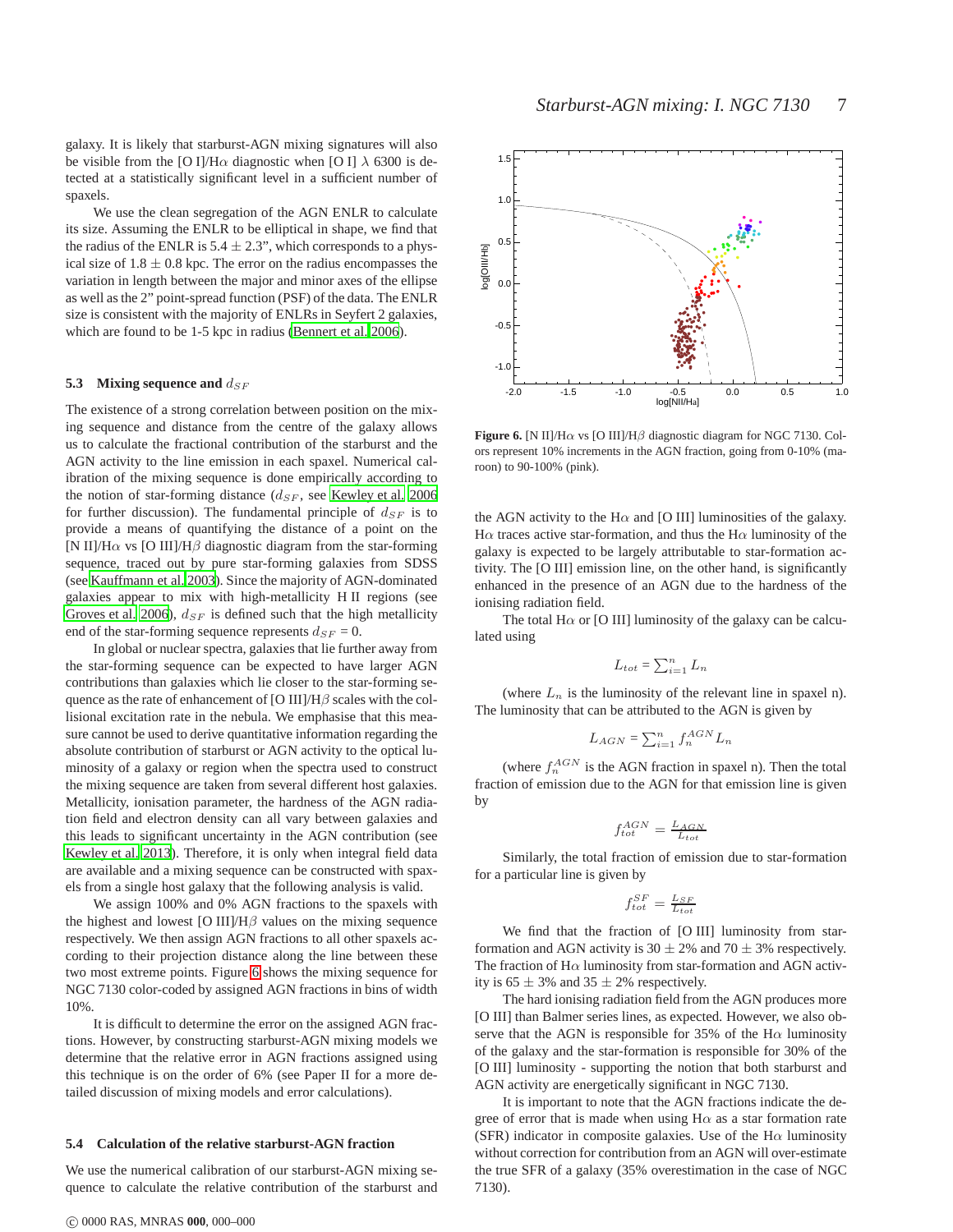galaxy. It is likely that starburst-AGN mixing signatures will also be visible from the [O I]/H$\alpha$ diagnostic when [O I] $\lambda$ 6300 is detected at a statistically significant level in a sufficient number of spaxels.

We use the clean segregation of the AGN ENLR to calculate its size. Assuming the ENLR to be elliptical in shape, we find that the radius of the ENLR is $5.4 \pm 2.3$”, which corresponds to a physical size of $1.8 \pm 0.8$ kpc. The error on the radius encompasses the variation in length between the major and minor axes of the ellipse as well as the 2” point-spread function (PSF) of the data. The ENLR size is consistent with the majority of ENLRs in Seyfert 2 galaxies, which are found to be 1-5 kpc in radius (Bennert et al. 2006).

### 5.3 Mixing sequence and $d_{SF}$

The existence of a strong correlation between position on the mixing sequence and distance from the centre of the galaxy allows us to calculate the fractional contribution of the starburst and the AGN activity to the line emission in each spaxel. Numerical calibration of the mixing sequence is done empirically according to the notion of star-forming distance ($d_{SF}$, see Kewley et al. 2006 for further discussion). The fundamental principle of $d_{SF}$ is to provide a means of quantifying the distance of a point on the [N II]/H$\alpha$ vs [O III]/H$\beta$ diagnostic diagram from the star-forming sequence, traced out by pure star-forming galaxies from SDSS (see Kauffmann et al. 2003). Since the majority of AGN-dominated galaxies appear to mix with high-metallicity H II regions (see Groves et al. 2006), $d_{SF}$ is defined such that the high metallicity end of the star-forming sequence represents $d_{SF} = 0$.

In global or nuclear spectra, galaxies that lie further away from the star-forming sequence can be expected to have larger AGN contributions than galaxies which lie closer to the star-forming sequence as the rate of enhancement of [O III]/H$\beta$ scales with the collisional excitation rate in the nebula. We emphasise that this measure cannot be used to derive quantitative information regarding the absolute contribution of starburst or AGN activity to the optical luminosity of a galaxy or region when the spectra used to construct the mixing sequence are taken from several different host galaxies. Metallicity, ionisation parameter, the hardness of the AGN radiation field and electron density can all vary between galaxies and this leads to significant uncertainty in the AGN contribution (see Kewley et al. 2013). Therefore, it is only when integral field data are available and a mixing sequence can be constructed with spaxels from a single host galaxy that the following analysis is valid.

We assign 100% and 0% AGN fractions to the spaxels with the highest and lowest [O III]/H$\beta$ values on the mixing sequence respectively. We then assign AGN fractions to all other spaxels according to their projection distance along the line between these two most extreme points. Figure 6 shows the mixing sequence for NGC 7130 color-coded by assigned AGN fractions in bins of width 10%.

It is difficult to determine the error on the assigned AGN fractions. However, by constructing starburst-AGN mixing models we determine that the relative error in AGN fractions assigned using this technique is on the order of 6% (see Paper II for a more detailed discussion of mixing models and error calculations).

### 5.4 Calculation of the relative starburst-AGN fraction

We use the numerical calibration of our starburst-AGN mixing sequence to calculate the relative contribution of the starburst and the AGN activity to the H$\alpha$ and [O III] luminosities of the galaxy. H$\alpha$ traces active star-formation, and thus the H$\alpha$ luminosity of the galaxy is expected to be largely attributable to star-formation activity. The [O III] emission line, on the other hand, is significantly enhanced in the presence of an AGN due to the hardness of the ionising radiation field.

**Figure 6.** [N II]/H$\alpha$ vs [O III]/H$\beta$ diagnostic diagram for NGC 7130. Colors represent 10% increments in the AGN fraction, going from 0-10% (maroon) to 90-100% (pink).

The total H$\alpha$ or [O III] luminosity of the galaxy can be calculated using

$$L_{tot} = \textstyle\sum_{i=1}^{n} L_n$$

(where $L_n$ is the luminosity of the relevant line in spaxel n). The luminosity that can be attributed to the AGN is given by

$$L_{AGN} = \textstyle\sum_{i=1}^{n} f_n^{AGN} L_n$$

(where $f_n^{AGN}$ is the AGN fraction in spaxel n). Then the total fraction of emission due to the AGN for that emission line is given by

$$f_{tot}^{AGN} = \frac{L_{AGN}}{L_{tot}}$$

Similarly, the total fraction of emission due to star-formation for a particular line is given by

$$f_{tot}^{SF} = \frac{L_{SF}}{L_{tot}}$$

We find that the fraction of [O III] luminosity from star-formation and AGN activity is $30 \pm 2$% and $70 \pm 3$% respectively. The fraction of H$\alpha$ luminosity from star-formation and AGN activity is $65 \pm 3$% and $35 \pm 2$% respectively.

The hard ionising radiation field from the AGN produces more [O III] than Balmer series lines, as expected. However, we also observe that the AGN is responsible for 35% of the H$\alpha$ luminosity of the galaxy and the star-formation is responsible for 30% of the [O III] luminosity - supporting the notion that both starburst and AGN activity are energetically significant in NGC 7130.

It is important to note that the AGN fractions indicate the degree of error that is made when using H$\alpha$ as a star formation rate (SFR) indicator in composite galaxies. Use of the H$\alpha$ luminosity without correction for contribution from an AGN will over-estimate the true SFR of a galaxy (35% overestimation in the case of NGC 7130).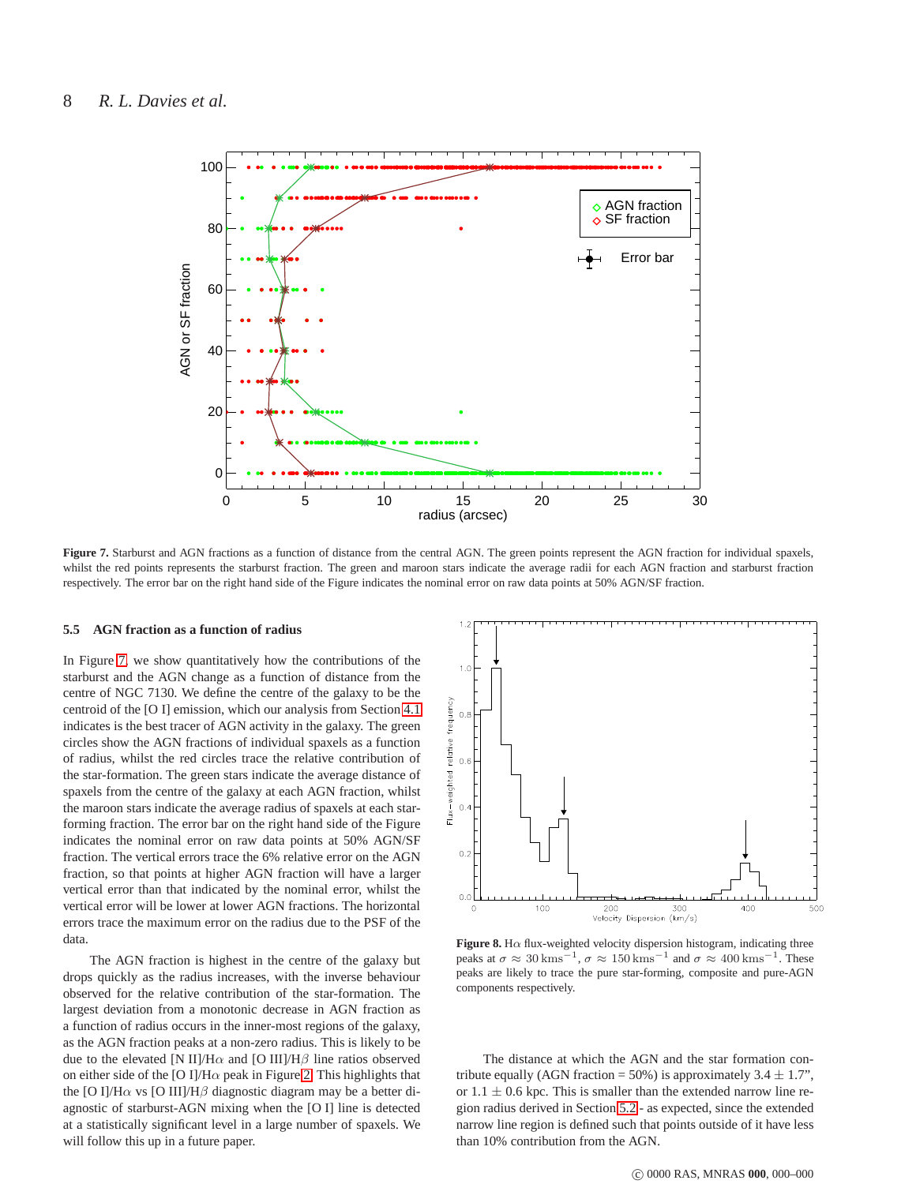**Figure 7.** Starburst and AGN fractions as a function of distance from the central AGN. The green points represent the AGN fraction for individual spaxels, whilst the red points represents the starburst fraction. The green and maroon stars indicate the average radii for each AGN fraction and starburst fraction respectively. The error bar on the right hand side of the Figure indicates the nominal error on raw data points at 50% AGN/SF fraction.

### 5.5 AGN fraction as a function of radius

In Figure 7, we show quantitatively how the contributions of the starburst and the AGN change as a function of distance from the centre of NGC 7130. We define the centre of the galaxy to be the centroid of the [O I] emission, which our analysis from Section 4.1 indicates is the best tracer of AGN activity in the galaxy. The green circles show the AGN fractions of individual spaxels as a function of radius, whilst the red circles trace the relative contribution of the star-formation. The green stars indicate the average distance of spaxels from the centre of the galaxy at each AGN fraction, whilst the maroon stars indicate the average radius of spaxels at each star-forming fraction. The error bar on the right hand side of the Figure indicates the nominal error on raw data points at 50% AGN/SF fraction. The vertical errors trace the 6% relative error on the AGN fraction, so that points at higher AGN fraction will have a larger vertical error than that indicated by the nominal error, whilst the vertical error will be lower at lower AGN fractions. The horizontal errors trace the maximum error on the radius due to the PSF of the data.

The AGN fraction is highest in the centre of the galaxy but drops quickly as the radius increases, with the inverse behaviour observed for the relative contribution of the star-formation. The largest deviation from a monotonic decrease in AGN fraction as a function of radius occurs in the inner-most regions of the galaxy, as the AGN fraction peaks at a non-zero radius. This is likely to be due to the elevated [N II]/H$\alpha$ and [O III]/H$\beta$ line ratios observed on either side of the [O I]/H$\alpha$ peak in Figure 2. This highlights that the [O I]/H$\alpha$ vs [O III]/H$\beta$ diagnostic diagram may be a better diagnostic of starburst-AGN mixing when the [O I] line is detected at a statistically significant level in a large number of spaxels. We will follow this up in a future paper.

**Figure 8.** H$\alpha$ flux-weighted velocity dispersion histogram, indicating three peaks at $\sigma \approx 30\,\mathrm{km s^{-1}}$, $\sigma \approx 150\,\mathrm{km s^{-1}}$ and $\sigma \approx 400\,\mathrm{km s^{-1}}$. These peaks are likely to trace the pure star-forming, composite and pure-AGN components respectively.

The distance at which the AGN and the star formation contribute equally (AGN fraction = 50%) is approximately $3.4 \pm 1.7$", or $1.1 \pm 0.6$ kpc. This is smaller than the extended narrow line region radius derived in Section 5.2 - as expected, since the extended narrow line region is defined such that points outside of it have less than 10% contribution from the AGN.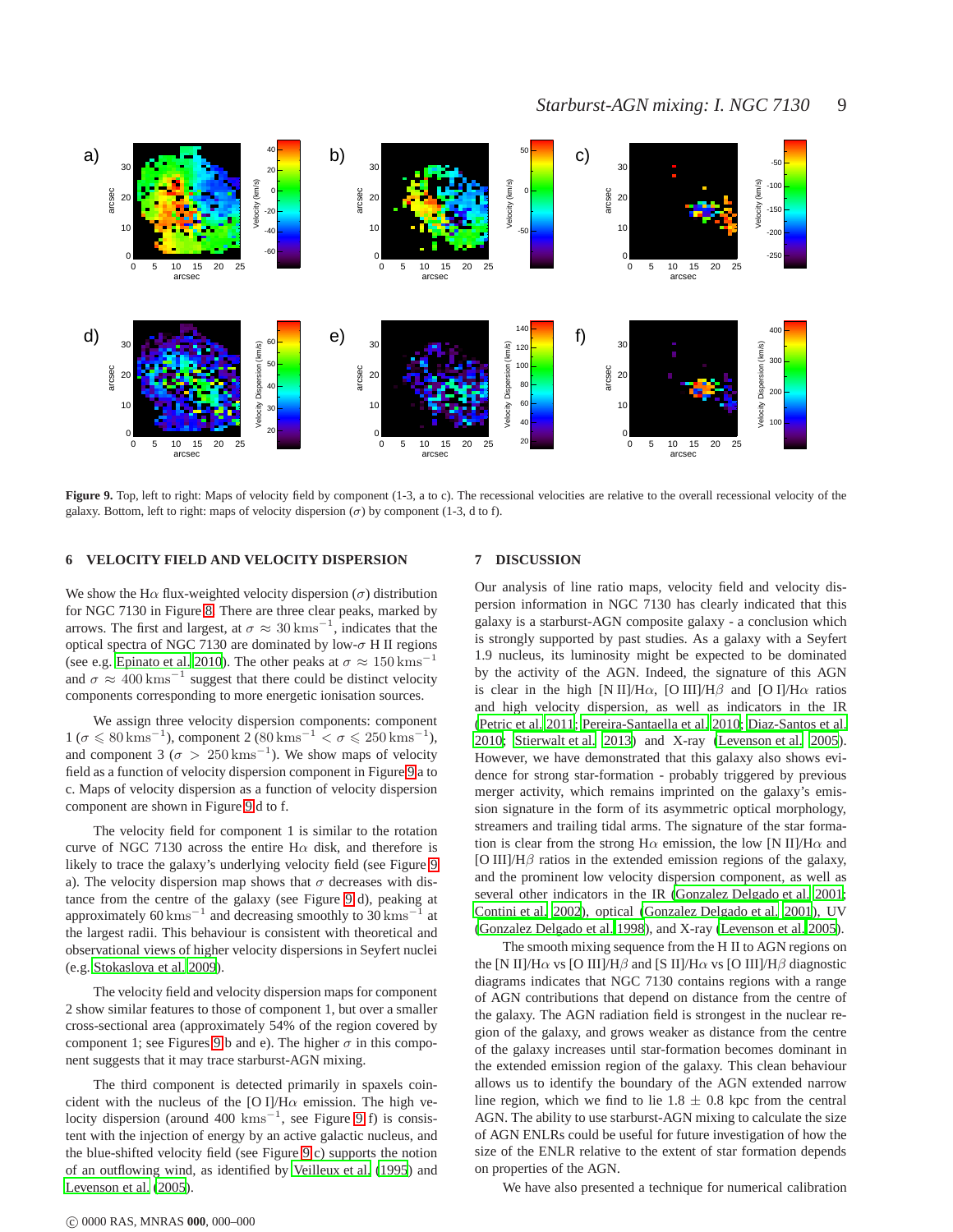**Figure 9.** Top, left to right: Maps of velocity field by component (1-3, a to c). The recessional velocities are relative to the overall recessional velocity of the galaxy. Bottom, left to right: maps of velocity dispersion ($\sigma$) by component (1-3, d to f).

## 6 VELOCITY FIELD AND VELOCITY DISPERSION

We show the H$\alpha$ flux-weighted velocity dispersion ($\sigma$) distribution for NGC 7130 in Figure 8. There are three clear peaks, marked by arrows. The first and largest, at $\sigma \approx 30\,\mathrm{km s^{-1}}$, indicates that the optical spectra of NGC 7130 are dominated by low-$\sigma$ H II regions (see e.g. Epinato et al. 2010). The other peaks at $\sigma \approx 150\,\mathrm{km s^{-1}}$ and $\sigma \approx 400\,\mathrm{km s^{-1}}$ suggest that there could be distinct velocity components corresponding to more energetic ionisation sources.

We assign three velocity dispersion components: component 1 ($\sigma \leqslant 80\,\mathrm{km s^{-1}}$), component 2 ($80\,\mathrm{km s^{-1}} < \sigma \leqslant 250\,\mathrm{km s^{-1}}$), and component 3 ($\sigma > 250\,\mathrm{km s^{-1}}$). We show maps of velocity field as a function of velocity dispersion component in Figure 9 a to c. Maps of velocity dispersion as a function of velocity dispersion component are shown in Figure 9 d to f.

The velocity field for component 1 is similar to the rotation curve of NGC 7130 across the entire H$\alpha$ disk, and therefore is likely to trace the galaxy's underlying velocity field (see Figure 9 a). The velocity dispersion map shows that $\sigma$ decreases with distance from the centre of the galaxy (see Figure 9 d), peaking at approximately $60\,\mathrm{km s^{-1}}$ and decreasing smoothly to $30\,\mathrm{km s^{-1}}$ at the largest radii. This behaviour is consistent with theoretical and observational views of higher velocity dispersions in Seyfert nuclei (e.g. Stokaslova et al. 2009).

The velocity field and velocity dispersion maps for component 2 show similar features to those of component 1, but over a smaller cross-sectional area (approximately 54% of the region covered by component 1; see Figures 9 b and e). The higher $\sigma$ in this component suggests that it may trace starburst-AGN mixing.

The third component is detected primarily in spaxels coincident with the nucleus of the [O I]/H$\alpha$ emission. The high velocity dispersion (around $400\,\mathrm{km s^{-1}}$, see Figure 9 f) is consistent with the injection of energy by an active galactic nucleus, and the blue-shifted velocity field (see Figure 9 c) supports the notion of an outflowing wind, as identified by Veilleux et al. (1995) and Levenson et al. (2005).

## 7 DISCUSSION

Our analysis of line ratio maps, velocity field and velocity dispersion information in NGC 7130 has clearly indicated that this galaxy is a starburst-AGN composite galaxy - a conclusion which is strongly supported by past studies. As a galaxy with a Seyfert 1.9 nucleus, its luminosity might be expected to be dominated by the activity of the AGN. Indeed, the signature of this AGN is clear in the high [N II]/H$\alpha$, [O III]/H$\beta$ and [O I]/H$\alpha$ ratios and high velocity dispersion, as well as indicators in the IR (Petric et al. 2011; Pereira-Santaella et al. 2010; Diaz-Santos et al. 2010; Stierwalt et al. 2013) and X-ray (Levenson et al. 2005). However, we have demonstrated that this galaxy also shows evidence for strong star-formation - probably triggered by previous merger activity, which remains imprinted on the galaxy's emission signature in the form of its asymmetric optical morphology, streamers and trailing tidal arms. The signature of the star formation is clear from the strong H$\alpha$ emission, the low [N II]/H$\alpha$ and [O III]/H$\beta$ ratios in the extended emission regions of the galaxy, and the prominent low velocity dispersion component, as well as several other indicators in the IR (Gonzalez Delgado et al. 2001; Contini et al. 2002), optical (Gonzalez Delgado et al. 2001), UV (Gonzalez Delgado et al. 1998), and X-ray (Levenson et al. 2005).

The smooth mixing sequence from the H II to AGN regions on the [N II]/H$\alpha$ vs [O III]/H$\beta$ and [S II]/H$\alpha$ vs [O III]/H$\beta$ diagnostic diagrams indicates that NGC 7130 contains regions with a range of AGN contributions that depend on distance from the centre of the galaxy. The AGN radiation field is strongest in the nuclear region of the galaxy, and grows weaker as distance from the centre of the galaxy increases until star-formation becomes dominant in the extended emission region of the galaxy. This clean behaviour allows us to identify the boundary of the AGN extended narrow line region, which we find to lie $1.8 \pm 0.8$ kpc from the central AGN. The ability to use starburst-AGN mixing to calculate the size of AGN ENLRs could be useful for future investigation of how the size of the ENLR relative to the extent of star formation depends on properties of the AGN.

We have also presented a technique for numerical calibration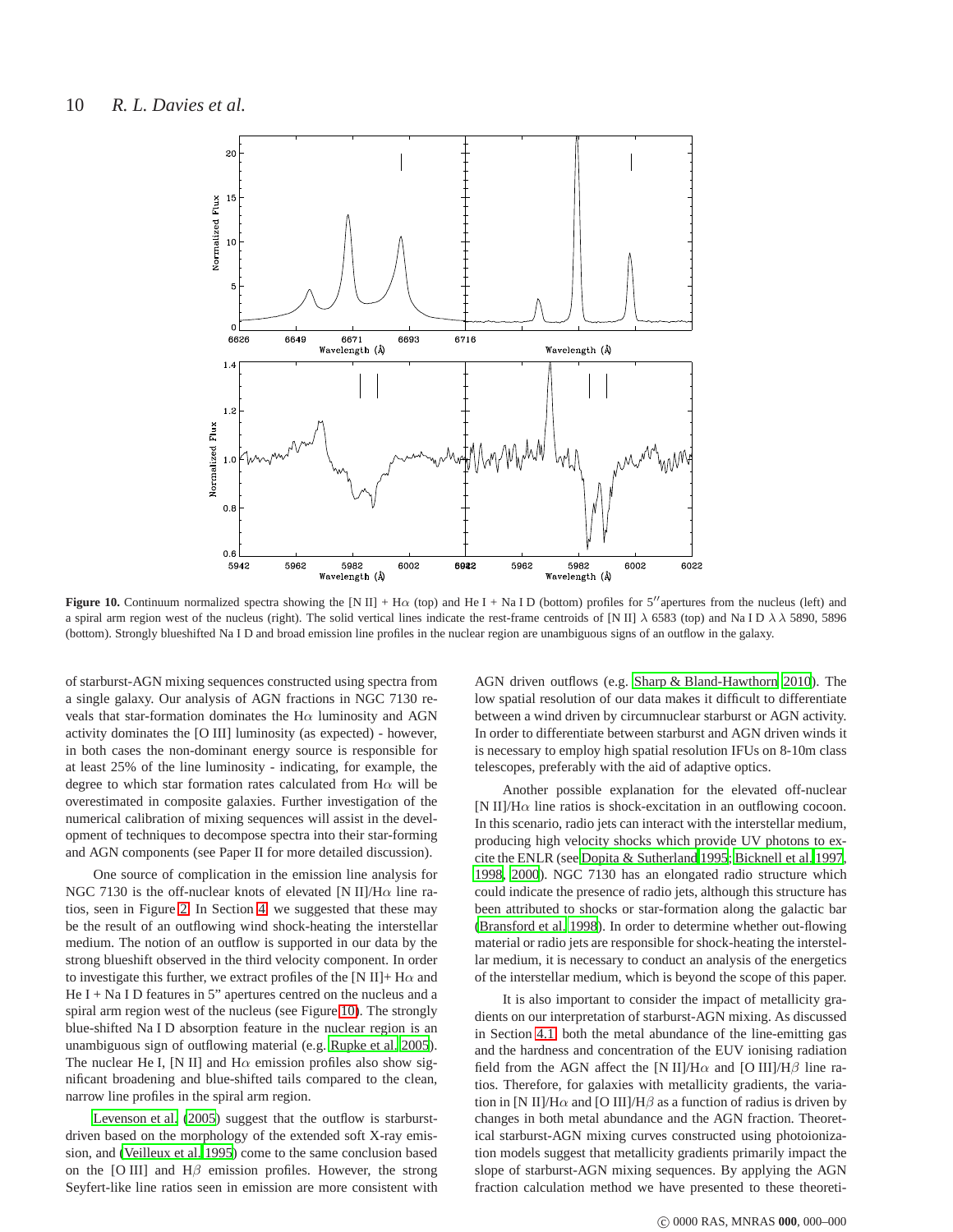**Figure 10.** Continuum normalized spectra showing the [N II] + H$\alpha$ (top) and He I + Na I D (bottom) profiles for 5$''$apertures from the nucleus (left) and a spiral arm region west of the nucleus (right). The solid vertical lines indicate the rest-frame centroids of [N II] $\lambda$ 6583 (top) and Na I D $\lambda\,\lambda$ 5890, 5896 (bottom). Strongly blueshifted Na I D and broad emission line profiles in the nuclear region are unambiguous signs of an outflow in the galaxy.

of starburst-AGN mixing sequences constructed using spectra from a single galaxy. Our analysis of AGN fractions in NGC 7130 reveals that star-formation dominates the H$\alpha$ luminosity and AGN activity dominates the [O III] luminosity (as expected) - however, in both cases the non-dominant energy source is responsible for at least 25% of the line luminosity - indicating, for example, the degree to which star formation rates calculated from H$\alpha$ will be overestimated in composite galaxies. Further investigation of the numerical calibration of mixing sequences will assist in the development of techniques to decompose spectra into their star-forming and AGN components (see Paper II for more detailed discussion).

One source of complication in the emission line analysis for NGC 7130 is the off-nuclear knots of elevated [N II]/H$\alpha$ line ratios, seen in Figure 2. In Section 4, we suggested that these may be the result of an outflowing wind shock-heating the interstellar medium. The notion of an outflow is supported in our data by the strong blueshift observed in the third velocity component. In order to investigate this further, we extract profiles of the [N II]+ H$\alpha$ and He I + Na I D features in 5" apertures centred on the nucleus and a spiral arm region west of the nucleus (see Figure 10). The strongly blue-shifted Na I D absorption feature in the nuclear region is an unambiguous sign of outflowing material (e.g. Rupke et al. 2005). The nuclear He I, [N II] and H$\alpha$ emission profiles also show significant broadening and blue-shifted tails compared to the clean, narrow line profiles in the spiral arm region.

Levenson et al. (2005) suggest that the outflow is starburst-driven based on the morphology of the extended soft X-ray emission, and (Veilleux et al. 1995) come to the same conclusion based on the [O III] and H$\beta$ emission profiles. However, the strong Seyfert-like line ratios seen in emission are more consistent with AGN driven outflows (e.g. Sharp & Bland-Hawthorn 2010). The low spatial resolution of our data makes it difficult to differentiate between a wind driven by circumnuclear starburst or AGN activity. In order to differentiate between starburst and AGN driven winds it is necessary to employ high spatial resolution IFUs on 8-10m class telescopes, preferably with the aid of adaptive optics.

Another possible explanation for the elevated off-nuclear [N II]/H$\alpha$ line ratios is shock-excitation in an outflowing cocoon. In this scenario, radio jets can interact with the interstellar medium, producing high velocity shocks which provide UV photons to excite the ENLR (see Dopita & Sutherland 1995; Bicknell et al. 1997, 1998, 2000). NGC 7130 has an elongated radio structure which could indicate the presence of radio jets, although this structure has been attributed to shocks or star-formation along the galactic bar (Bransford et al. 1998). In order to determine whether out-flowing material or radio jets are responsible for shock-heating the interstellar medium, it is necessary to conduct an analysis of the energetics of the interstellar medium, which is beyond the scope of this paper.

It is also important to consider the impact of metallicity gradients on our interpretation of starburst-AGN mixing. As discussed in Section 4.1, both the metal abundance of the line-emitting gas and the hardness and concentration of the EUV ionising radiation field from the AGN affect the [N II]/H$\alpha$ and [O III]/H$\beta$ line ratios. Therefore, for galaxies with metallicity gradients, the variation in [N II]/H$\alpha$ and [O III]/H$\beta$ as a function of radius is driven by changes in both metal abundance and the AGN fraction. Theoretical starburst-AGN mixing curves constructed using photoionization models suggest that metallicity gradients primarily impact the slope of starburst-AGN mixing sequences. By applying the AGN fraction calculation method we have presented to these theoreti-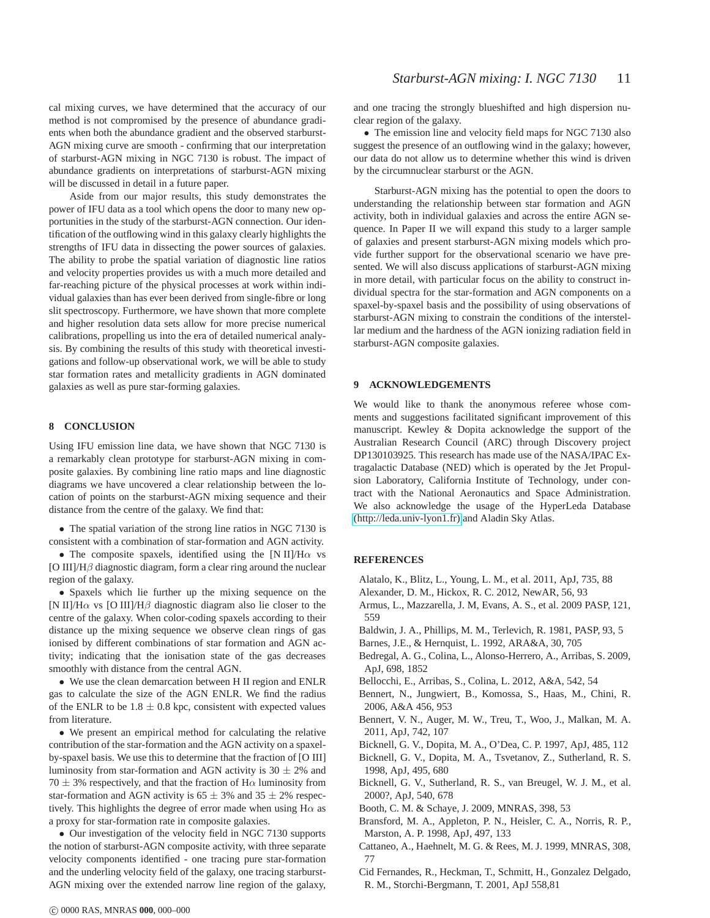cal mixing curves, we have determined that the accuracy of our method is not compromised by the presence of abundance gradients when both the abundance gradient and the observed starburst-AGN mixing curve are smooth - confirming that our interpretation of starburst-AGN mixing in NGC 7130 is robust. The impact of abundance gradients on interpretations of starburst-AGN mixing will be discussed in detail in a future paper.

Aside from our major results, this study demonstrates the power of IFU data as a tool which opens the door to many new opportunities in the study of the starburst-AGN connection. Our identification of the outflowing wind in this galaxy clearly highlights the strengths of IFU data in dissecting the power sources of galaxies. The ability to probe the spatial variation of diagnostic line ratios and velocity properties provides us with a much more detailed and far-reaching picture of the physical processes at work within individual galaxies than has ever been derived from single-fibre or long slit spectroscopy. Furthermore, we have shown that more complete and higher resolution data sets allow for more precise numerical calibrations, propelling us into the era of detailed numerical analysis. By combining the results of this study with theoretical investigations and follow-up observational work, we will be able to study star formation rates and metallicity gradients in AGN dominated galaxies as well as pure star-forming galaxies.

## 8 CONCLUSION

Using IFU emission line data, we have shown that NGC 7130 is a remarkably clean prototype for starburst-AGN mixing in composite galaxies. By combining line ratio maps and line diagnostic diagrams we have uncovered a clear relationship between the location of points on the starburst-AGN mixing sequence and their distance from the centre of the galaxy. We find that:

- The spatial variation of the strong line ratios in NGC 7130 is consistent with a combination of star-formation and AGN activity.
- The composite spaxels, identified using the [N II]/H$\alpha$ vs [O III]/H$\beta$ diagnostic diagram, form a clear ring around the nuclear region of the galaxy.
- Spaxels which lie further up the mixing sequence on the [N II]/H$\alpha$ vs [O III]/H$\beta$ diagnostic diagram also lie closer to the centre of the galaxy. When color-coding spaxels according to their distance up the mixing sequence we observe clean rings of gas ionised by different combinations of star formation and AGN activity; indicating that the ionisation state of the gas decreases smoothly with distance from the central AGN.
- We use the clean demarcation between H II region and ENLR gas to calculate the size of the AGN ENLR. We find the radius of the ENLR to be $1.8 \pm 0.8$ kpc, consistent with expected values from literature.
- We present an empirical method for calculating the relative contribution of the star-formation and the AGN activity on a spaxel-by-spaxel basis. We use this to determine that the fraction of [O III] luminosity from star-formation and AGN activity is $30 \pm 2\%$ and $70 \pm 3\%$ respectively, and that the fraction of H$\alpha$ luminosity from star-formation and AGN activity is $65 \pm 3\%$ and $35 \pm 2\%$ respectively. This highlights the degree of error made when using H$\alpha$ as a proxy for star-formation rate in composite galaxies.
- Our investigation of the velocity field in NGC 7130 supports the notion of starburst-AGN composite activity, with three separate velocity components identified - one tracing pure star-formation and the underling velocity field of the galaxy, one tracing starburst-AGN mixing over the extended narrow line region of the galaxy, and one tracing the strongly blueshifted and high dispersion nuclear region of the galaxy.
- The emission line and velocity field maps for NGC 7130 also suggest the presence of an outflowing wind in the galaxy; however, our data do not allow us to determine whether this wind is driven by the circumnuclear starburst or the AGN.

Starburst-AGN mixing has the potential to open the doors to understanding the relationship between star formation and AGN activity, both in individual galaxies and across the entire AGN sequence. In Paper II we will expand this study to a larger sample of galaxies and present starburst-AGN mixing models which provide further support for the observational scenario we have presented. We will also discuss applications of starburst-AGN mixing in more detail, with particular focus on the ability to construct individual spectra for the star-formation and AGN components on a spaxel-by-spaxel basis and the possibility of using observations of starburst-AGN mixing to constrain the conditions of the interstellar medium and the hardness of the AGN ionizing radiation field in starburst-AGN composite galaxies.

## 9 ACKNOWLEDGEMENTS

We would like to thank the anonymous referee whose comments and suggestions facilitated significant improvement of this manuscript. Kewley & Dopita acknowledge the support of the Australian Research Council (ARC) through Discovery project DP130103925. This research has made use of the NASA/IPAC Extragalactic Database (NED) which is operated by the Jet Propulsion Laboratory, California Institute of Technology, under contract with the National Aeronautics and Space Administration. We also acknowledge the usage of the HyperLeda Database (http://leda.univ-lyon1.fr) and Aladin Sky Atlas.

## REFERENCES

Alatalo, K., Blitz, L., Young, L. M., et al. 2011, ApJ, 735, 88
Alexander, D. M., Hickox, R. C. 2012, NewAR, 56, 93
Armus, L., Mazzarella, J. M, Evans, A. S., et al. 2009 PASP, 121, 559
Baldwin, J. A., Phillips, M. M., Terlevich, R. 1981, PASP, 93, 5
Barnes, J.E., & Hernquist, L. 1992, ARA&A, 30, 705
Bedregal, A. G., Colina, L., Alonso-Herrero, A., Arribas, S. 2009, ApJ, 698, 1852
Bellocchi, E., Arribas, S., Colina, L. 2012, A&A, 542, 54
Bennert, N., Jungwiert, B., Komossa, S., Haas, M., Chini, R. 2006, A&A 456, 953
Bennert, V. N., Auger, M. W., Treu, T., Woo, J., Malkan, M. A. 2011, ApJ, 742, 107
Bicknell, G. V., Dopita, M. A., O'Dea, C. P. 1997, ApJ, 485, 112
Bicknell, G. V., Dopita, M. A., Tsvetanov, Z., Sutherland, R. S. 1998, ApJ, 495, 680
Bicknell, G. V., Sutherland, R. S., van Breugel, W. J. M., et al. 2000?, ApJ, 540, 678
Booth, C. M. & Schaye, J. 2009, MNRAS, 398, 53
Bransford, M. A., Appleton, P. N., Heisler, C. A., Norris, R. P., Marston, A. P. 1998, ApJ, 497, 133
Cattaneo, A., Haehnelt, M. G. & Rees, M. J. 1999, MNRAS, 308, 77
Cid Fernandes, R., Heckman, T., Schmitt, H., Gonzalez Delgado, R. M., Storchi-Bergmann, T. 2001, ApJ 558,81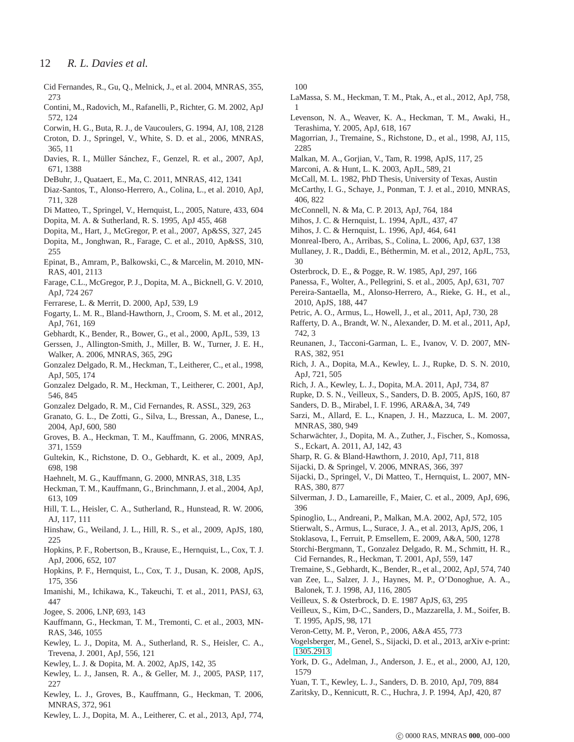Cid Fernandes, R., Gu, Q., Melnick, J., et al. 2004, MNRAS, 355, 273

Contini, M., Radovich, M., Rafanelli, P., Richter, G. M. 2002, ApJ 572, 124

Corwin, H. G., Buta, R. J., de Vaucoulers, G. 1994, AJ, 108, 2128

Croton, D. J., Springel, V., White, S. D. et al., 2006, MNRAS, 365, 11

Davies, R. I., Müller Sánchez, F., Genzel, R. et al., 2007, ApJ, 671, 1388

DeBuhr, J., Quataert, E., Ma, C. 2011, MNRAS, 412, 1341

Diaz-Santos, T., Alonso-Herrero, A., Colina, L., et al. 2010, ApJ, 711, 328

Di Matteo, T., Springel, V., Hernquist, L., 2005, Nature, 433, 604

Dopita, M. A. & Sutherland, R. S. 1995, ApJ 455, 468

Dopita, M., Hart, J., McGregor, P. et al., 2007, Ap&SS, 327, 245

Dopita, M., Jonghwan, R., Farage, C. et al., 2010, Ap&SS, 310, 255

Epinat, B., Amram, P., Balkowski, C., & Marcelin, M. 2010, MNRAS, 401, 2113

Farage, C.L., McGregor, P. J., Dopita, M. A., Bicknell, G. V. 2010, ApJ, 724 267

Ferrarese, L. & Merrit, D. 2000, ApJ, 539, L9

Fogarty, L. M. R., Bland-Hawthorn, J., Croom, S. M. et al., 2012, ApJ, 761, 169

Gebhardt, K., Bender, R., Bower, G., et al., 2000, ApJL, 539, 13

Gerssen, J., Allington-Smith, J., Miller, B. W., Turner, J. E. H., Walker, A. 2006, MNRAS, 365, 29G

Gonzalez Delgado, R. M., Heckman, T., Leitherer, C., et al., 1998, ApJ, 505, 174

Gonzalez Delgado, R. M., Heckman, T., Leitherer, C. 2001, ApJ, 546, 845

Gonzalez Delgado, R. M., Cid Fernandes, R. ASSL, 329, 263

Granato, G. L., De Zotti, G., Silva, L., Bressan, A., Danese, L., 2004, ApJ, 600, 580

Groves, B. A., Heckman, T. M., Kauffmann, G. 2006, MNRAS, 371, 1559

Gultekin, K., Richstone, D. O., Gebhardt, K. et al., 2009, ApJ, 698, 198

Haehnelt, M. G., Kauffmann, G. 2000, MNRAS, 318, L35

Heckman, T. M., Kauffmann, G., Brinchmann, J. et al., 2004, ApJ, 613, 109

Hill, T. L., Heisler, C. A., Sutherland, R., Hunstead, R. W. 2006, AJ, 117, 111

Hinshaw, G., Weiland, J. L., Hill, R. S., et al., 2009, ApJS, 180, 225

Hopkins, P. F., Robertson, B., Krause, E., Hernquist, L., Cox, T. J. ApJ, 2006, 652, 107

Hopkins, P. F., Hernquist, L., Cox, T. J., Dusan, K. 2008, ApJS, 175, 356

Imanishi, M., Ichikawa, K., Takeuchi, T. et al., 2011, PASJ, 63, 447

Jogee, S. 2006, LNP, 693, 143

Kauffmann, G., Heckman, T. M., Tremonti, C. et al., 2003, MNRAS, 346, 1055

Kewley, L. J., Dopita, M. A., Sutherland, R. S., Heisler, C. A., Trevena, J. 2001, ApJ, 556, 121

Kewley, L. J. & Dopita, M. A. 2002, ApJS, 142, 35

Kewley, L. J., Jansen, R. A., & Geller, M. J., 2005, PASP, 117, 227

Kewley, L. J., Groves, B., Kauffmann, G., Heckman, T. 2006, MNRAS, 372, 961

Kewley, L. J., Dopita, M. A., Leitherer, C. et al., 2013, ApJ, 774, 100

LaMassa, S. M., Heckman, T. M., Ptak, A., et al., 2012, ApJ, 758, 1

Levenson, N. A., Weaver, K. A., Heckman, T. M., Awaki, H., Terashima, Y. 2005, ApJ, 618, 167

Magorrian, J., Tremaine, S., Richstone, D., et al., 1998, AJ, 115, 2285

Malkan, M. A., Gorjian, V., Tam, R. 1998, ApJS, 117, 25

Marconi, A. & Hunt, L. K. 2003, ApJL, 589, 21

McCall, M. L. 1982, PhD Thesis, University of Texas, Austin

McCarthy, I. G., Schaye, J., Ponman, T. J. et al., 2010, MNRAS, 406, 822

McConnell, N. & Ma, C. P. 2013, ApJ, 764, 184

Mihos, J. C. & Hernquist, L. 1994, ApJL, 437, 47

Mihos, J. C. & Hernquist, L. 1996, ApJ, 464, 641

Monreal-Ibero, A., Arribas, S., Colina, L. 2006, ApJ, 637, 138

Mullaney, J. R., Daddi, E., Béthermin, M. et al., 2012, ApJL, 753, 30

Osterbrock, D. E., & Pogge, R. W. 1985, ApJ, 297, 166

Panessa, F., Wolter, A., Pellegrini, S. et al., 2005, ApJ, 631, 707

Pereira-Santaella, M., Alonso-Herrero, A., Rieke, G. H., et al., 2010, ApJS, 188, 447

Petric, A. O., Armus, L., Howell, J., et al., 2011, ApJ, 730, 28

Rafferty, D. A., Brandt, W. N., Alexander, D. M. et al., 2011, ApJ, 742, 3

Reunanen, J., Tacconi-Garman, L. E., Ivanov, V. D. 2007, MNRAS, 382, 951

Rich, J. A., Dopita, M.A., Kewley, L. J., Rupke, D. S. N. 2010, ApJ, 721, 505

Rich, J. A., Kewley, L. J., Dopita, M.A. 2011, ApJ, 734, 87

Rupke, D. S. N., Veilleux, S., Sanders, D. B. 2005, ApJS, 160, 87

Sanders, D. B., Mirabel, I. F. 1996, ARA&A, 34, 749

Sarzi, M., Allard, E. L., Knapen, J. H., Mazzuca, L. M. 2007, MNRAS, 380, 949

Scharwächter, J., Dopita, M. A., Zuther, J., Fischer, S., Komossa, S., Eckart, A. 2011, AJ, 142, 43

Sharp, R. G. & Bland-Hawthorn, J. 2010, ApJ, 711, 818

Sijacki, D. & Springel, V. 2006, MNRAS, 366, 397

Sijacki, D., Springel, V., Di Matteo, T., Hernquist, L. 2007, MNRAS, 380, 877

Silverman, J. D., Lamareille, F., Maier, C. et al., 2009, ApJ, 696, 396

Spinoglio, L., Andreani, P., Malkan, M.A. 2002, ApJ, 572, 105

Stierwalt, S., Armus, L., Surace, J. A., et al. 2013, ApJS, 206, 1

Stoklasova, I., Ferruit, P. Emsellem, E. 2009, A&A, 500, 1278

Storchi-Bergmann, T., Gonzalez Delgado, R. M., Schmitt, H. R., Cid Fernandes, R., Heckman, T. 2001, ApJ, 559, 147

Tremaine, S., Gebhardt, K., Bender, R., et al., 2002, ApJ, 574, 740

van Zee, L., Salzer, J. J., Haynes, M. P., O'Donoghue, A. A., Balonek, T. J. 1998, AJ, 116, 2805

Veilleux, S. & Osterbrock, D. E. 1987 ApJS, 63, 295

Veilleux, S., Kim, D-C., Sanders, D., Mazzarella, J. M., Soifer, B. T. 1995, ApJS, 98, 171

Veron-Cetty, M. P., Veron, P., 2006, A&A 455, 773

Vogelsberger, M., Genel, S., Sijacki, D. et al., 2013, arXiv e-print: 1305.2913

York, D. G., Adelman, J., Anderson, J. E., et al., 2000, AJ, 120, 1579

Yuan, T. T., Kewley, L. J., Sanders, D. B. 2010, ApJ, 709, 884

Zaritsky, D., Kennicutt, R. C., Huchra, J. P. 1994, ApJ, 420, 87